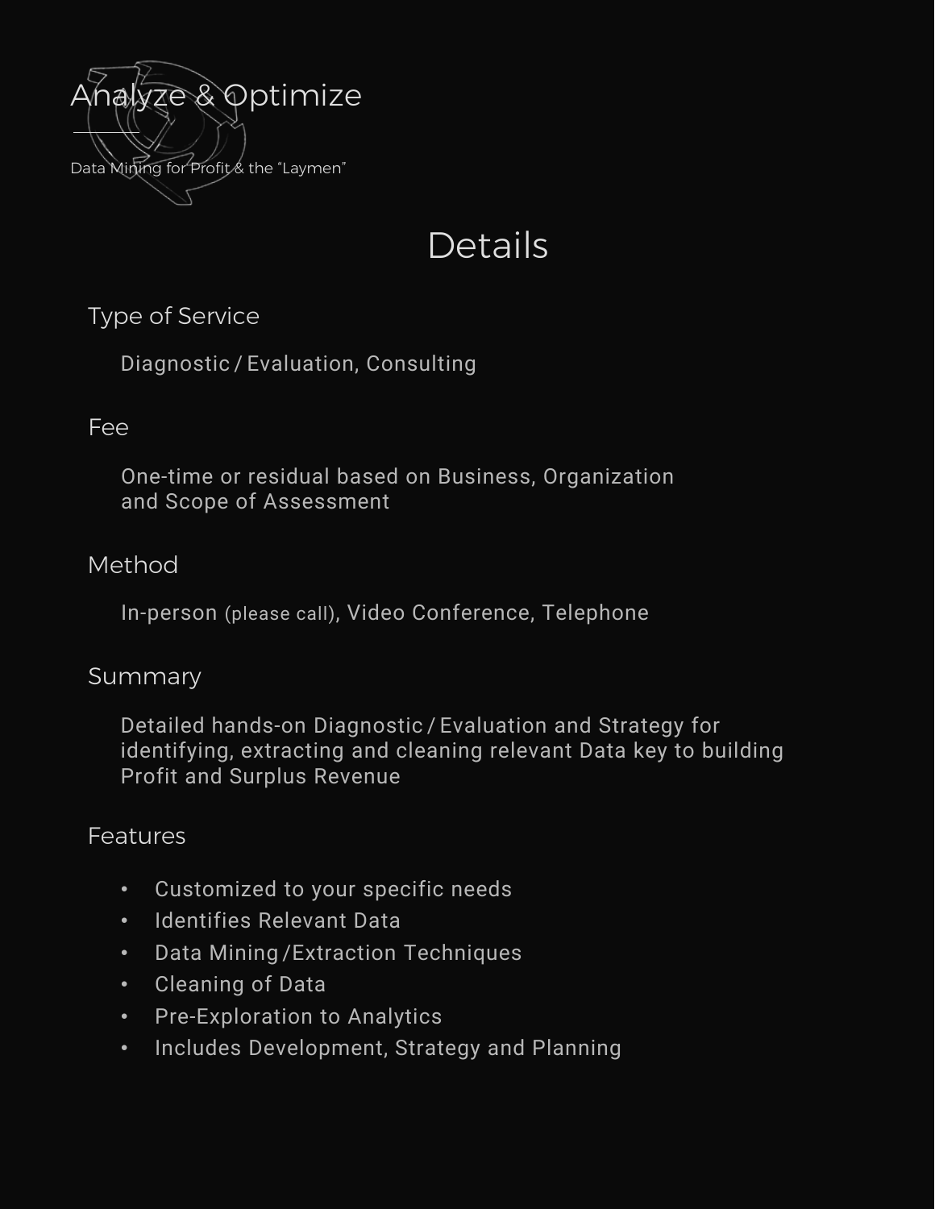# Analyze & Optimize

Data Mining for Profit & the “Laymen”

## Details

### Type of Service

Diagnostic / Evaluation, Consulting

### Fee

One-time or residual based on Business, Organization and Scope of Assessment

### Method

In-person (please call), Video Conference, Telephone

### Summary

Detailed hands-on Diagnostic / Evaluation and Strategy for identifying, extracting and cleaning relevant Data key to building Profit and Surplus Revenue

### Features

- Customized to your specific needs
- Identifies Relevant Data
- Data Mining / Extraction Techniques
- Cleaning of Data
- Pre-Exploration to Analytics
- Includes Development, Strategy and Planning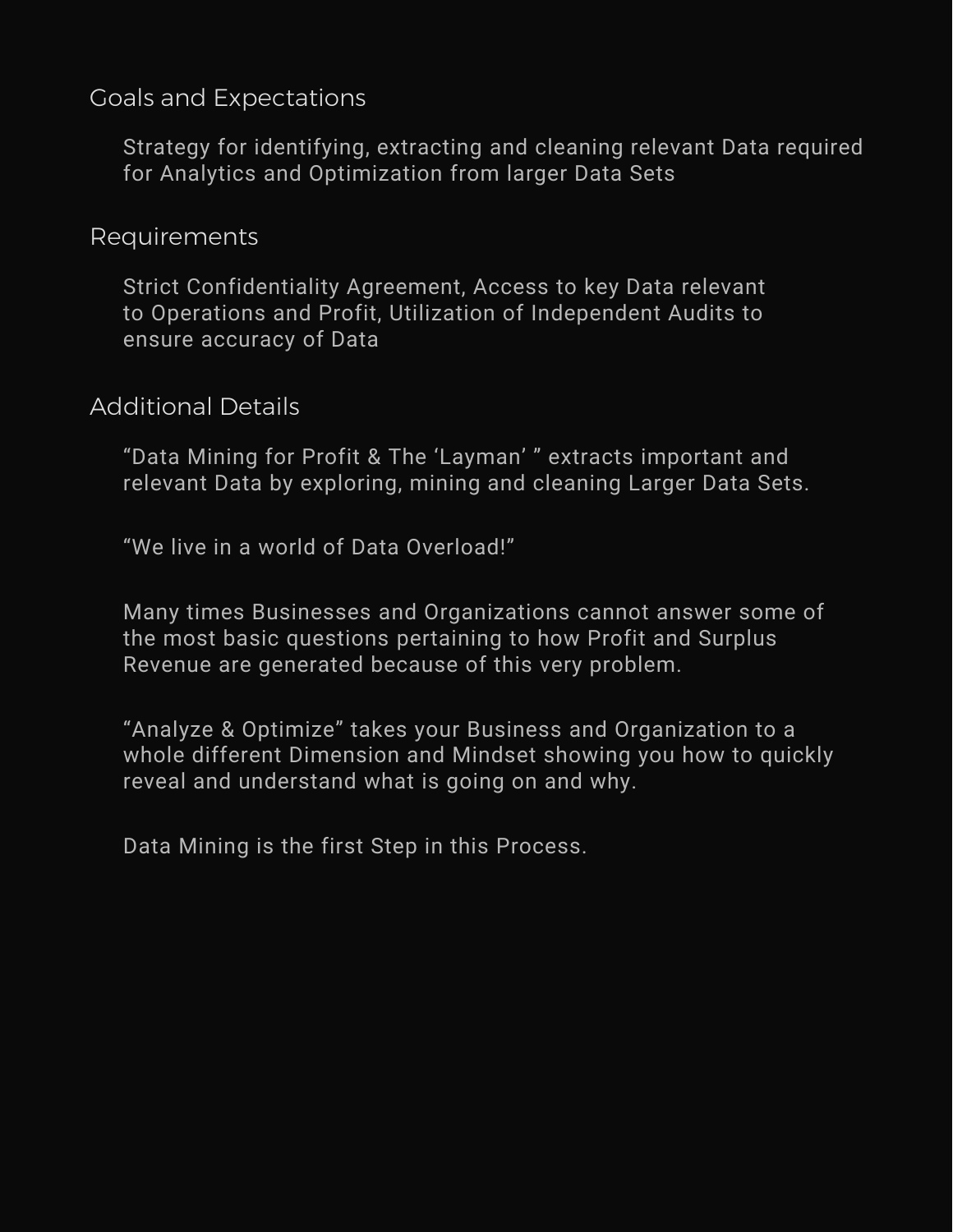## Goals and Expectations

Strategy for identifying, extracting and cleaning relevant Data required for Analytics and Optimization from larger Data Sets

## Requirements

Strict Confidentiality Agreement, Access to key Data relevant to Operations and Profit, Utilization of Independent Audits to ensure accuracy of Data

## Additional Details

"Data Mining for Profit & The 'Layman' " extracts important and relevant Data by exploring, mining and cleaning Larger Data Sets.

"We live in a world of Data Overload!"

Many times Businesses and Organizations cannot answer some of the most basic questions pertaining to how Profit and Surplus Revenue are generated because of this very problem.

"Analyze & Optimize" takes your Business and Organization to a whole different Dimension and Mindset showing you how to quickly reveal and understand what is going on and why.

Data Mining is the first Step in this Process.